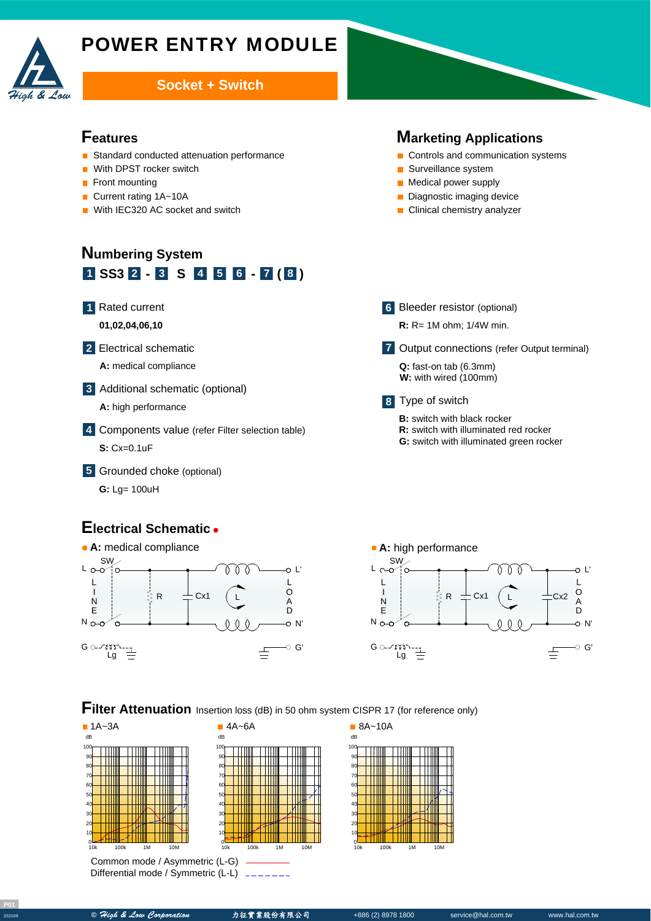# POWER ENTRY MODULE

**Socket + Switch**

## Features

- Standard conducted attenuation performance
- With DPST rocker switch
- Front mounting
- Current rating 1A~10A
- With IEC320 AC socket and switch

## Marketing Applications

- Controls and communication systems
- Surveillance system
- Medical power supply
- Diagnostic imaging device
- Clinical chemistry analyzer

## Numbering System

**1 SS3 2 - 3 S 4 5 6 - 7 ( 8 )**

**1** Rated current

**01,02,04,06,10**

**2** Electrical schematic

**A:** medical compliance

**3** Additional schematic (optional)

**A:** high performance

**4** Components value (refer Filter selection table)

**S:** Cx=0.1uF

**5** Grounded choke (optional)

**G:** Lg= 100uH

**6** Bleeder resistor (optional)

**R:** R= 1M ohm; 1/4W min.

**7** Output connections (refer Output terminal)

**Q:** fast-on tab (6.3mm)
**W:** with wired (100mm)

**8** Type of switch

**B:** switch with black rocker
**R:** switch with illuminated red rocker
**G:** switch with illuminated green rocker

## Electrical Schematic

- **A:** medical compliance
- **A:** high performance

## Filter Attenuation

Insertion loss (dB) in 50 ohm system CISPR 17 (for reference only)

- 1A~3A
- 4A~6A
- 8A~10A

Common mode / Asymmetric (L-G) ————
Differential mode / Symmetric (L-L) - - - - - - -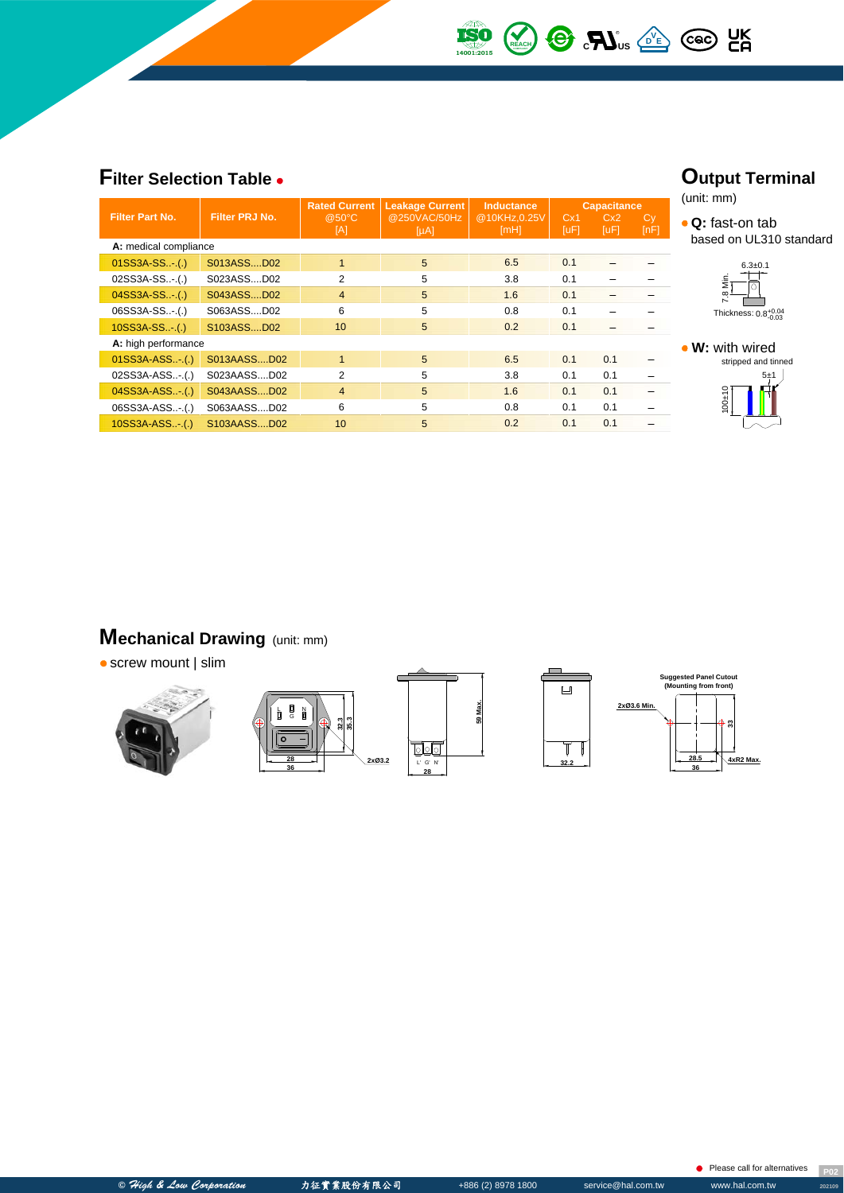## Filter Selection Table

| Filter Part No. | Filter PRJ No. | Rated Current @50°C [A] | Leakage Current @250VAC/50Hz [μA] | Inductance @10KHz,0.25V [mH] | Capacitance Cx1 [uF] | Capacitance Cx2 [uF] | Capacitance Cy [nF] |
|---|---|---|---|---|---|---|---|
| **A:** medical compliance | | | | | | | |
| 01SS3A-SS..-.(.) | S013ASS....D02 | 1 | 5 | 6.5 | 0.1 | – | – |
| 02SS3A-SS..-.(.) | S023ASS....D02 | 2 | 5 | 3.8 | 0.1 | – | – |
| 04SS3A-SS..-.(.) | S043ASS....D02 | 4 | 5 | 1.6 | 0.1 | – | – |
| 06SS3A-SS..-.(.) | S063ASS....D02 | 6 | 5 | 0.8 | 0.1 | – | – |
| 10SS3A-SS..-.(.) | S103ASS....D02 | 10 | 5 | 0.2 | 0.1 | – | – |
| **A:** high performance | | | | | | | |
| 01SS3A-ASS..-.(.) | S013AASS....D02 | 1 | 5 | 6.5 | 0.1 | 0.1 | – |
| 02SS3A-ASS..-.(.) | S023AASS....D02 | 2 | 5 | 3.8 | 0.1 | 0.1 | – |
| 04SS3A-ASS..-.(.) | S043AASS....D02 | 4 | 5 | 1.6 | 0.1 | 0.1 | – |
| 06SS3A-ASS..-.(.) | S063AASS....D02 | 6 | 5 | 0.8 | 0.1 | 0.1 | – |
| 10SS3A-ASS..-.(.) | S103AASS....D02 | 10 | 5 | 0.2 | 0.1 | 0.1 | – |

## Output Terminal

(unit: mm)

- **Q:** fast-on tab based on UL310 standard

6.3±0.1
7.8 Min.
Thickness: $0.8^{+0.04}_{-0.03}$

- **W:** with wired

stripped and tinned
5±1
100±10

## Mechanical Drawing (unit: mm)

- screw mount | slim

L G N
32.3
35.3
28
36
2xØ3.2
59 Max.
L' G' N'
28
32.2

Suggested Panel Cutout (Mounting from front)
2xØ3.6 Min.
33
28.5
36
4xR2 Max.

● Please call for alternatives